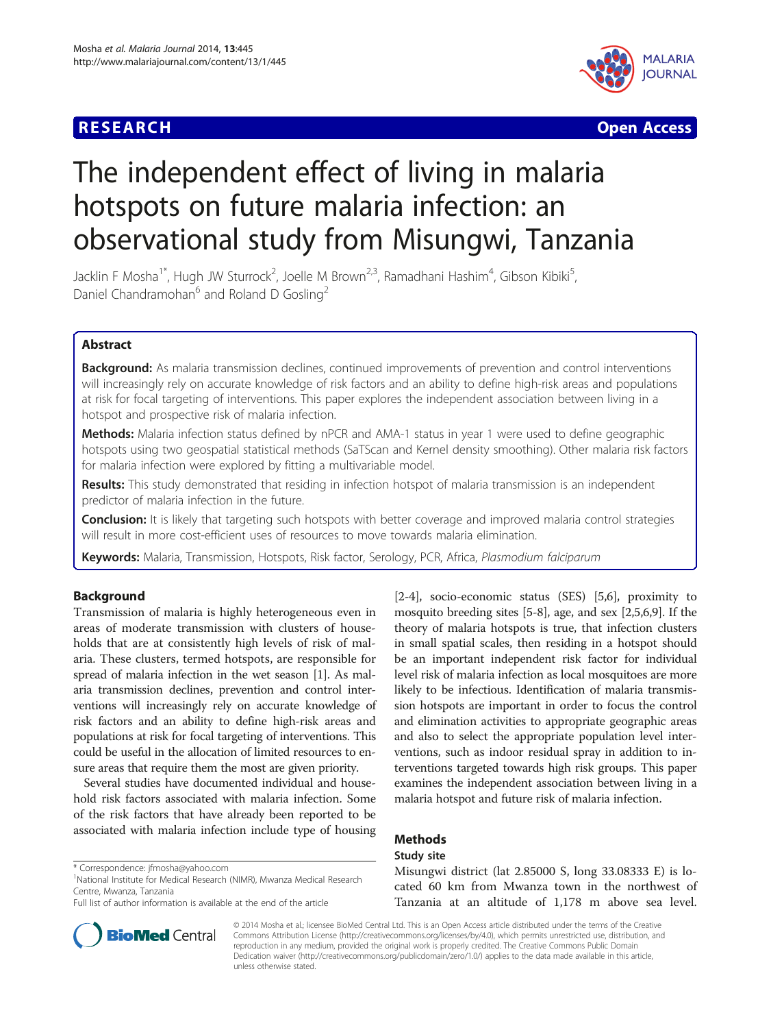**RESEARCH** **Open Access**

# The independent effect of living in malaria hotspots on future malaria infection: an observational study from Misungwi, Tanzania

Jacklin F Mosha[1*], Hugh JW Sturrock[2], Joelle M Brown[2,3], Ramadhani Hashim[4], Gibson Kibiki[5], Daniel Chandramohan[6] and Roland D Gosling[2]

## Abstract

**Background:** As malaria transmission declines, continued improvements of prevention and control interventions will increasingly rely on accurate knowledge of risk factors and an ability to define high-risk areas and populations at risk for focal targeting of interventions. This paper explores the independent association between living in a hotspot and prospective risk of malaria infection.

**Methods:** Malaria infection status defined by nPCR and AMA-1 status in year 1 were used to define geographic hotspots using two geospatial statistical methods (SaTScan and Kernel density smoothing). Other malaria risk factors for malaria infection were explored by fitting a multivariable model.

**Results:** This study demonstrated that residing in infection hotspot of malaria transmission is an independent predictor of malaria infection in the future.

**Conclusion:** It is likely that targeting such hotspots with better coverage and improved malaria control strategies will result in more cost-efficient uses of resources to move towards malaria elimination.

**Keywords:** Malaria, Transmission, Hotspots, Risk factor, Serology, PCR, Africa, *Plasmodium falciparum*

## Background

Transmission of malaria is highly heterogeneous even in areas of moderate transmission with clusters of households that are at consistently high levels of risk of malaria. These clusters, termed hotspots, are responsible for spread of malaria infection in the wet season [1]. As malaria transmission declines, prevention and control interventions will increasingly rely on accurate knowledge of risk factors and an ability to define high-risk areas and populations at risk for focal targeting of interventions. This could be useful in the allocation of limited resources to ensure areas that require them the most are given priority.

Several studies have documented individual and household risk factors associated with malaria infection. Some of the risk factors that have already been reported to be associated with malaria infection include type of housing [2-4], socio-economic status (SES) [5,6], proximity to mosquito breeding sites [5-8], age, and sex [2,5,6,9]. If the theory of malaria hotspots is true, that infection clusters in small spatial scales, then residing in a hotspot should be an important independent risk factor for individual level risk of malaria infection as local mosquitoes are more likely to be infectious. Identification of malaria transmission hotspots are important in order to focus the control and elimination activities to appropriate geographic areas and also to select the appropriate population level interventions, such as indoor residual spray in addition to interventions targeted towards high risk groups. This paper examines the independent association between living in a malaria hotspot and future risk of malaria infection.

## Methods

### Study site

Misungwi district (lat 2.85000 S, long 33.08333 E) is located 60 km from Mwanza town in the northwest of Tanzania at an altitude of 1,178 m above sea level.

\* Correspondence: jfmosha@yahoo.com
[1]National Institute for Medical Research (NIMR), Mwanza Medical Research Centre, Mwanza, Tanzania
Full list of author information is available at the end of the article

© 2014 Mosha et al.; licensee BioMed Central Ltd. This is an Open Access article distributed under the terms of the Creative Commons Attribution License (http://creativecommons.org/licenses/by/4.0), which permits unrestricted use, distribution, and reproduction in any medium, provided the original work is properly credited. The Creative Commons Public Domain Dedication waiver (http://creativecommons.org/publicdomain/zero/1.0/) applies to the data made available in this article, unless otherwise stated.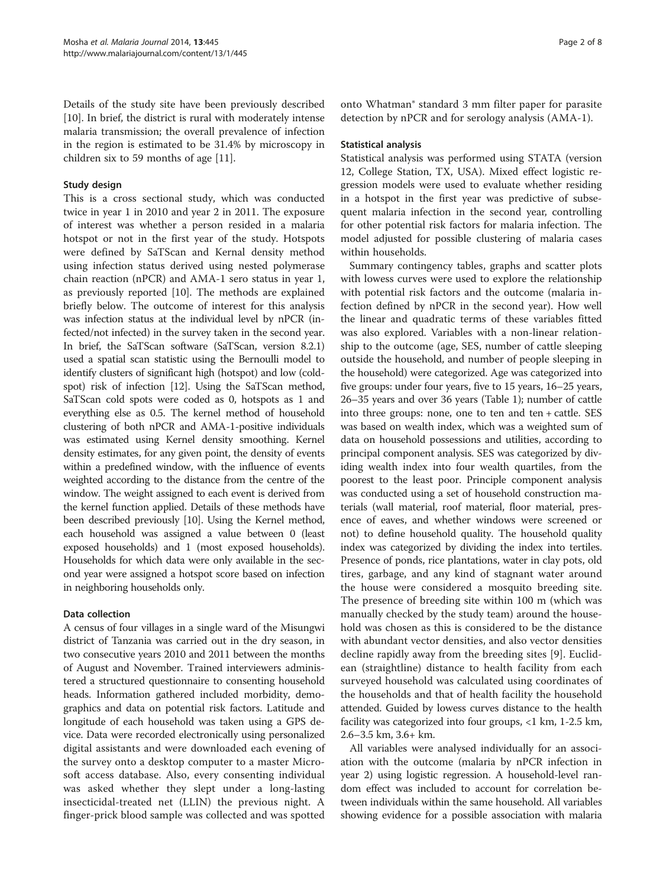Details of the study site have been previously described [10]. In brief, the district is rural with moderately intense malaria transmission; the overall prevalence of infection in the region is estimated to be 31.4% by microscopy in children six to 59 months of age [11].

### Study design

This is a cross sectional study, which was conducted twice in year 1 in 2010 and year 2 in 2011. The exposure of interest was whether a person resided in a malaria hotspot or not in the first year of the study. Hotspots were defined by SaTScan and Kernal density method using infection status derived using nested polymerase chain reaction (nPCR) and AMA-1 sero status in year 1, as previously reported [10]. The methods are explained briefly below. The outcome of interest for this analysis was infection status at the individual level by nPCR (infected/not infected) in the survey taken in the second year. In brief, the SaTScan software (SaTScan, version 8.2.1) used a spatial scan statistic using the Bernoulli model to identify clusters of significant high (hotspot) and low (coldspot) risk of infection [12]. Using the SaTScan method, SaTScan cold spots were coded as 0, hotspots as 1 and everything else as 0.5. The kernel method of household clustering of both nPCR and AMA-1-positive individuals was estimated using Kernel density smoothing. Kernel density estimates, for any given point, the density of events within a predefined window, with the influence of events weighted according to the distance from the centre of the window. The weight assigned to each event is derived from the kernel function applied. Details of these methods have been described previously [10]. Using the Kernel method, each household was assigned a value between 0 (least exposed households) and 1 (most exposed households). Households for which data were only available in the second year were assigned a hotspot score based on infection in neighboring households only.

### Data collection

A census of four villages in a single ward of the Misungwi district of Tanzania was carried out in the dry season, in two consecutive years 2010 and 2011 between the months of August and November. Trained interviewers administered a structured questionnaire to consenting household heads. Information gathered included morbidity, demographics and data on potential risk factors. Latitude and longitude of each household was taken using a GPS device. Data were recorded electronically using personalized digital assistants and were downloaded each evening of the survey onto a desktop computer to a master Microsoft access database. Also, every consenting individual was asked whether they slept under a long-lasting insecticidal-treated net (LLIN) the previous night. A finger-prick blood sample was collected and was spotted onto Whatman® standard 3 mm filter paper for parasite detection by nPCR and for serology analysis (AMA-1).

### Statistical analysis

Statistical analysis was performed using STATA (version 12, College Station, TX, USA). Mixed effect logistic regression models were used to evaluate whether residing in a hotspot in the first year was predictive of subsequent malaria infection in the second year, controlling for other potential risk factors for malaria infection. The model adjusted for possible clustering of malaria cases within households.

Summary contingency tables, graphs and scatter plots with lowess curves were used to explore the relationship with potential risk factors and the outcome (malaria infection defined by nPCR in the second year). How well the linear and quadratic terms of these variables fitted was also explored. Variables with a non-linear relationship to the outcome (age, SES, number of cattle sleeping outside the household, and number of people sleeping in the household) were categorized. Age was categorized into five groups: under four years, five to 15 years, 16–25 years, 26–35 years and over 36 years (Table 1); number of cattle into three groups: none, one to ten and ten + cattle. SES was based on wealth index, which was a weighted sum of data on household possessions and utilities, according to principal component analysis. SES was categorized by dividing wealth index into four wealth quartiles, from the poorest to the least poor. Principle component analysis was conducted using a set of household construction materials (wall material, roof material, floor material, presence of eaves, and whether windows were screened or not) to define household quality. The household quality index was categorized by dividing the index into tertiles. Presence of ponds, rice plantations, water in clay pots, old tires, garbage, and any kind of stagnant water around the house were considered a mosquito breeding site. The presence of breeding site within 100 m (which was manually checked by the study team) around the household was chosen as this is considered to be the distance with abundant vector densities, and also vector densities decline rapidly away from the breeding sites [9]. Euclidean (straightline) distance to health facility from each surveyed household was calculated using coordinates of the households and that of health facility the household attended. Guided by lowess curves distance to the health facility was categorized into four groups, <1 km, 1-2.5 km, 2.6–3.5 km, 3.6+ km.

All variables were analysed individually for an association with the outcome (malaria by nPCR infection in year 2) using logistic regression. A household-level random effect was included to account for correlation between individuals within the same household. All variables showing evidence for a possible association with malaria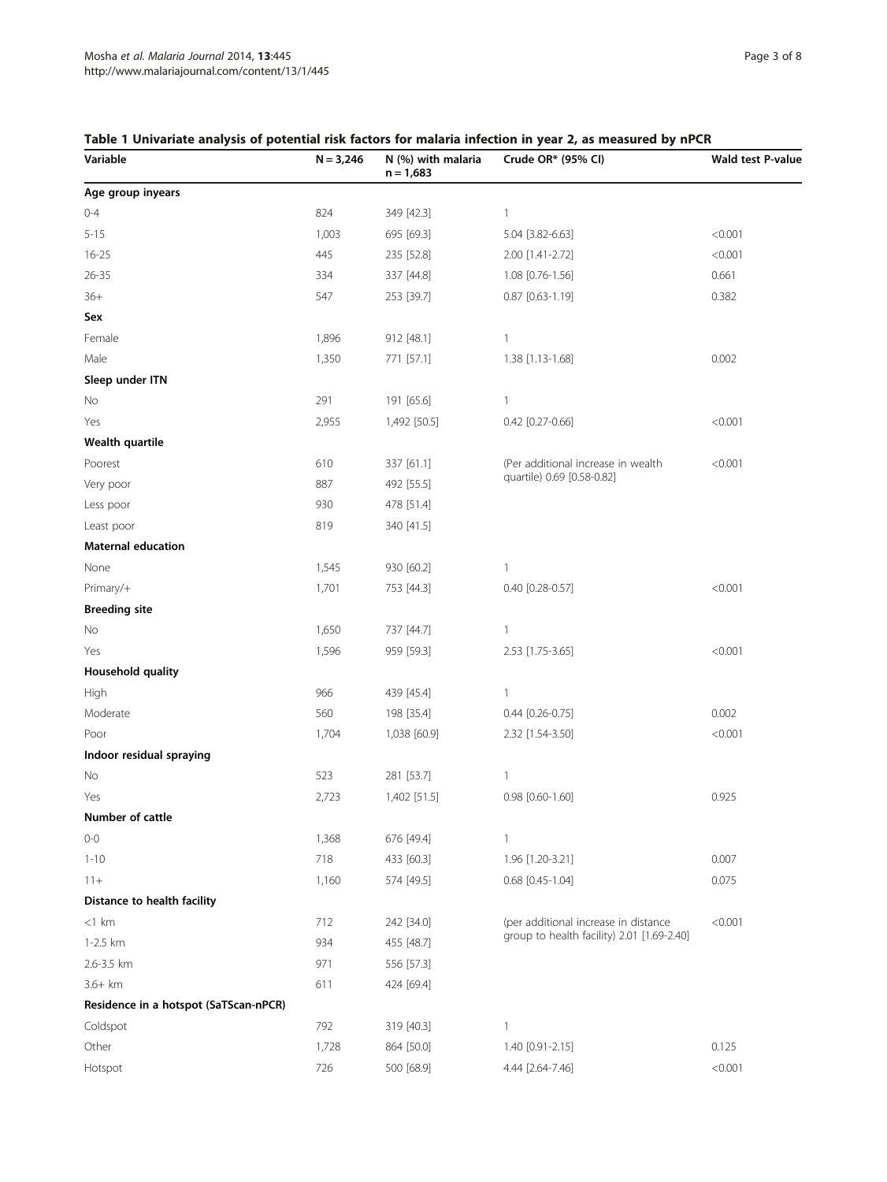**Table 1 Univariate analysis of potential risk factors for malaria infection in year 2, as measured by nPCR**

| Variable | N = 3,246 | N (%) with malaria n = 1,683 | Crude OR* (95% CI) | Wald test P-value |
|---|---|---|---|---|
| **Age group inyears** | | | | |
| 0-4 | 824 | 349 [42.3] | 1 | |
| 5-15 | 1,003 | 695 [69.3] | 5.04 [3.82-6.63] | <0.001 |
| 16-25 | 445 | 235 [52.8] | 2.00 [1.41-2.72] | <0.001 |
| 26-35 | 334 | 337 [44.8] | 1.08 [0.76-1.56] | 0.661 |
| 36+ | 547 | 253 [39.7] | 0.87 [0.63-1.19] | 0.382 |
| **Sex** | | | | |
| Female | 1,896 | 912 [48.1] | 1 | |
| Male | 1,350 | 771 [57.1] | 1.38 [1.13-1.68] | 0.002 |
| **Sleep under ITN** | | | | |
| No | 291 | 191 [65.6] | 1 | |
| Yes | 2,955 | 1,492 [50.5] | 0.42 [0.27-0.66] | <0.001 |
| **Wealth quartile** | | | | |
| Poorest | 610 | 337 [61.1] | (Per additional increase in wealth quartile) 0.69 [0.58-0.82] | <0.001 |
| Very poor | 887 | 492 [55.5] | | |
| Less poor | 930 | 478 [51.4] | | |
| Least poor | 819 | 340 [41.5] | | |
| **Maternal education** | | | | |
| None | 1,545 | 930 [60.2] | 1 | |
| Primary/+ | 1,701 | 753 [44.3] | 0.40 [0.28-0.57] | <0.001 |
| **Breeding site** | | | | |
| No | 1,650 | 737 [44.7] | 1 | |
| Yes | 1,596 | 959 [59.3] | 2.53 [1.75-3.65] | <0.001 |
| **Household quality** | | | | |
| High | 966 | 439 [45.4] | 1 | |
| Moderate | 560 | 198 [35.4] | 0.44 [0.26-0.75] | 0.002 |
| Poor | 1,704 | 1,038 [60.9] | 2.32 [1.54-3.50] | <0.001 |
| **Indoor residual spraying** | | | | |
| No | 523 | 281 [53.7] | 1 | |
| Yes | 2,723 | 1,402 [51.5] | 0.98 [0.60-1.60] | 0.925 |
| **Number of cattle** | | | | |
| 0-0 | 1,368 | 676 [49.4] | 1 | |
| 1-10 | 718 | 433 [60.3] | 1.96 [1.20-3.21] | 0.007 |
| 11+ | 1,160 | 574 [49.5] | 0.68 [0.45-1.04] | 0.075 |
| **Distance to health facility** | | | | |
| <1 km | 712 | 242 [34.0] | (per additional increase in distance group to health facility) 2.01 [1.69-2.40] | <0.001 |
| 1-2.5 km | 934 | 455 [48.7] | | |
| 2.6-3.5 km | 971 | 556 [57.3] | | |
| 3.6+ km | 611 | 424 [69.4] | | |
| **Residence in a hotspot (SaTScan-nPCR)** | | | | |
| Coldspot | 792 | 319 [40.3] | 1 | |
| Other | 1,728 | 864 [50.0] | 1.40 [0.91-2.15] | 0.125 |
| Hotspot | 726 | 500 [68.9] | 4.44 [2.64-7.46] | <0.001 |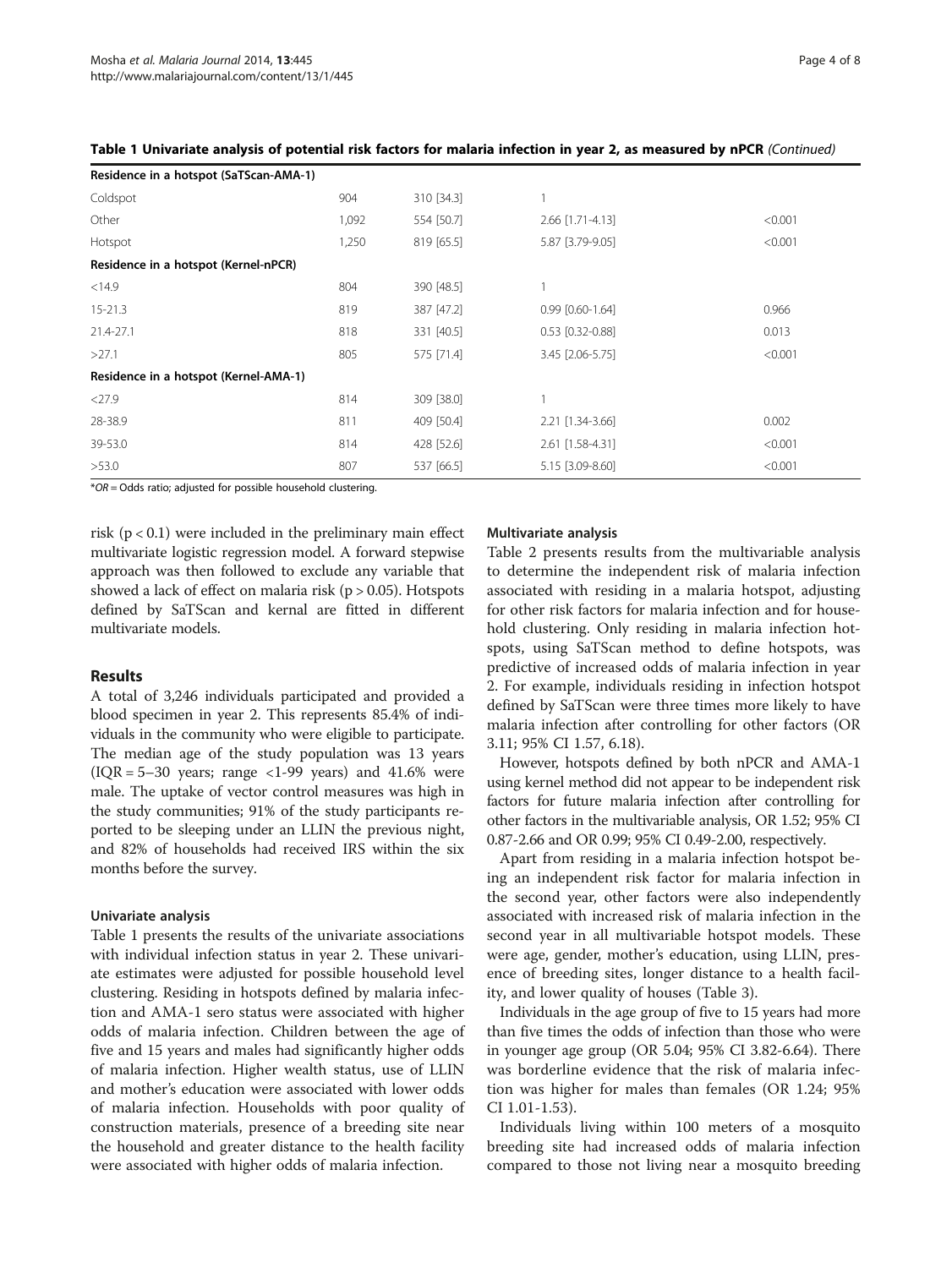**Table 1 Univariate analysis of potential risk factors for malaria infection in year 2, as measured by nPCR** *(Continued)*

| | | | | |
|---|---|---|---|---|
| **Residence in a hotspot (SaTScan-AMA-1)** | | | | |
| Coldspot | 904 | 310 [34.3] | 1 | |
| Other | 1,092 | 554 [50.7] | 2.66 [1.71-4.13] | <0.001 |
| Hotspot | 1,250 | 819 [65.5] | 5.87 [3.79-9.05] | <0.001 |
| **Residence in a hotspot (Kernel-nPCR)** | | | | |
| <14.9 | 804 | 390 [48.5] | 1 | |
| 15-21.3 | 819 | 387 [47.2] | 0.99 [0.60-1.64] | 0.966 |
| 21.4-27.1 | 818 | 331 [40.5] | 0.53 [0.32-0.88] | 0.013 |
| >27.1 | 805 | 575 [71.4] | 3.45 [2.06-5.75] | <0.001 |
| **Residence in a hotspot (Kernel-AMA-1)** | | | | |
| <27.9 | 814 | 309 [38.0] | 1 | |
| 28-38.9 | 811 | 409 [50.4] | 2.21 [1.34-3.66] | 0.002 |
| 39-53.0 | 814 | 428 [52.6] | 2.61 [1.58-4.31] | <0.001 |
| >53.0 | 807 | 537 [66.5] | 5.15 [3.09-8.60] | <0.001 |

**OR* = Odds ratio; adjusted for possible household clustering.

risk ($p < 0.1$) were included in the preliminary main effect multivariate logistic regression model. A forward stepwise approach was then followed to exclude any variable that showed a lack of effect on malaria risk ($p > 0.05$). Hotspots defined by SaTScan and kernal are fitted in different multivariate models.

## Results

A total of 3,246 individuals participated and provided a blood specimen in year 2. This represents 85.4% of individuals in the community who were eligible to participate. The median age of the study population was 13 years (IQR = 5–30 years; range <1-99 years) and 41.6% were male. The uptake of vector control measures was high in the study communities; 91% of the study participants reported to be sleeping under an LLIN the previous night, and 82% of households had received IRS within the six months before the survey.

### Univariate analysis

Table 1 presents the results of the univariate associations with individual infection status in year 2. These univariate estimates were adjusted for possible household level clustering. Residing in hotspots defined by malaria infection and AMA-1 sero status were associated with higher odds of malaria infection. Children between the age of five and 15 years and males had significantly higher odds of malaria infection. Higher wealth status, use of LLIN and mother's education were associated with lower odds of malaria infection. Households with poor quality of construction materials, presence of a breeding site near the household and greater distance to the health facility were associated with higher odds of malaria infection.

### Multivariate analysis

Table 2 presents results from the multivariable analysis to determine the independent risk of malaria infection associated with residing in a malaria hotspot, adjusting for other risk factors for malaria infection and for household clustering. Only residing in malaria infection hotspots, using SaTScan method to define hotspots, was predictive of increased odds of malaria infection in year 2. For example, individuals residing in infection hotspot defined by SaTScan were three times more likely to have malaria infection after controlling for other factors (OR 3.11; 95% CI 1.57, 6.18).

However, hotspots defined by both nPCR and AMA-1 using kernel method did not appear to be independent risk factors for future malaria infection after controlling for other factors in the multivariable analysis, OR 1.52; 95% CI 0.87-2.66 and OR 0.99; 95% CI 0.49-2.00, respectively.

Apart from residing in a malaria infection hotspot being an independent risk factor for malaria infection in the second year, other factors were also independently associated with increased risk of malaria infection in the second year in all multivariable hotspot models. These were age, gender, mother's education, using LLIN, presence of breeding sites, longer distance to a health facility, and lower quality of houses (Table 3).

Individuals in the age group of five to 15 years had more than five times the odds of infection than those who were in younger age group (OR 5.04; 95% CI 3.82-6.64). There was borderline evidence that the risk of malaria infection was higher for males than females (OR 1.24; 95% CI 1.01-1.53).

Individuals living within 100 meters of a mosquito breeding site had increased odds of malaria infection compared to those not living near a mosquito breeding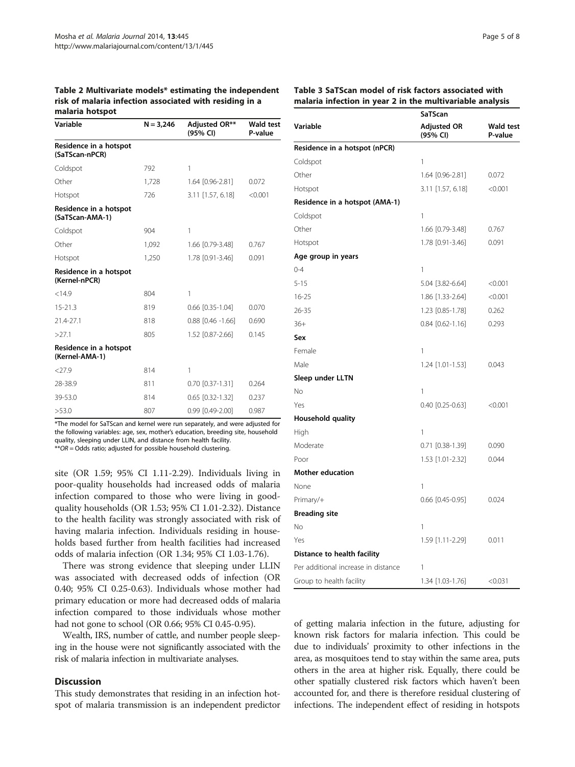**Table 2 Multivariate models* estimating the independent risk of malaria infection associated with residing in a malaria hotspot**

| Variable | N = 3,246 | Adjusted OR** (95% CI) | Wald test P-value |
|---|---|---|---|
| **Residence in a hotspot (SaTScan-nPCR)** | | | |
| Coldspot | 792 | 1 | |
| Other | 1,728 | 1.64 [0.96-2.81] | 0.072 |
| Hotspot | 726 | 3.11 [1.57, 6.18] | <0.001 |
| **Residence in a hotspot (SaTScan-AMA-1)** | | | |
| Coldspot | 904 | 1 | |
| Other | 1,092 | 1.66 [0.79-3.48] | 0.767 |
| Hotspot | 1,250 | 1.78 [0.91-3.46] | 0.091 |
| **Residence in a hotspot (Kernel-nPCR)** | | | |
| <14.9 | 804 | 1 | |
| 15-21.3 | 819 | 0.66 [0.35-1.04] | 0.070 |
| 21.4-27.1 | 818 | 0.88 [0.46 -1.66] | 0.690 |
| >27.1 | 805 | 1.52 [0.87-2.66] | 0.145 |
| **Residence in a hotspot (Kernel-AMA-1)** | | | |
| <27.9 | 814 | 1 | |
| 28-38.9 | 811 | 0.70 [0.37-1.31] | 0.264 |
| 39-53.0 | 814 | 0.65 [0.32-1.32] | 0.237 |
| >53.0 | 807 | 0.99 [0.49-2.00] | 0.987 |

*The model for SaTScan and kernel were run separately, and were adjusted for the following variables: age, sex, mother's education, breeding site, household quality, sleeping under LLIN, and distance from health facility.
***OR* = Odds ratio; adjusted for possible household clustering.

site (OR 1.59; 95% CI 1.11-2.29). Individuals living in poor-quality households had increased odds of malaria infection compared to those who were living in good-quality households (OR 1.53; 95% CI 1.01-2.32). Distance to the health facility was strongly associated with risk of having malaria infection. Individuals residing in households based further from health facilities had increased odds of malaria infection (OR 1.34; 95% CI 1.03-1.76).

There was strong evidence that sleeping under LLIN was associated with decreased odds of infection (OR 0.40; 95% CI 0.25-0.63). Individuals whose mother had primary education or more had decreased odds of malaria infection compared to those individuals whose mother had not gone to school (OR 0.66; 95% CI 0.45-0.95).

Wealth, IRS, number of cattle, and number people sleeping in the house were not significantly associated with the risk of malaria infection in multivariate analyses.

**Table 3 SaTScan model of risk factors associated with malaria infection in year 2 in the multivariable analysis**

| | SaTScan | |
|---|---|---|
| Variable | Adjusted OR (95% CI) | Wald test P-value |
| **Residence in a hotspot (nPCR)** | | |
| Coldspot | 1 | |
| Other | 1.64 [0.96-2.81] | 0.072 |
| Hotspot | 3.11 [1.57, 6.18] | <0.001 |
| **Residence in a hotspot (AMA-1)** | | |
| Coldspot | 1 | |
| Other | 1.66 [0.79-3.48] | 0.767 |
| Hotspot | 1.78 [0.91-3.46] | 0.091 |
| **Age group in years** | | |
| 0-4 | 1 | |
| 5-15 | 5.04 [3.82-6.64] | <0.001 |
| 16-25 | 1.86 [1.33-2.64] | <0.001 |
| 26-35 | 1.23 [0.85-1.78] | 0.262 |
| 36+ | 0.84 [0.62-1.16] | 0.293 |
| **Sex** | | |
| Female | 1 | |
| Male | 1.24 [1.01-1.53] | 0.043 |
| **Sleep under LLTN** | | |
| No | 1 | |
| Yes | 0.40 [0.25-0.63] | <0.001 |
| **Household quality** | | |
| High | 1 | |
| Moderate | 0.71 [0.38-1.39] | 0.090 |
| Poor | 1.53 [1.01-2.32] | 0.044 |
| **Mother education** | | |
| None | 1 | |
| Primary/+ | 0.66 [0.45-0.95] | 0.024 |
| **Breading site** | | |
| No | 1 | |
| Yes | 1.59 [1.11-2.29] | 0.011 |
| **Distance to health facility** | | |
| Per additional increase in distance | 1 | |
| Group to health facility | 1.34 [1.03-1.76] | <0.031 |

## Discussion

This study demonstrates that residing in an infection hotspot of malaria transmission is an independent predictor of getting malaria infection in the future, adjusting for known risk factors for malaria infection. This could be due to individuals' proximity to other infections in the area, as mosquitoes tend to stay within the same area, puts others in the area at higher risk. Equally, there could be other spatially clustered risk factors which haven't been accounted for, and there is therefore residual clustering of infections. The independent effect of residing in hotspots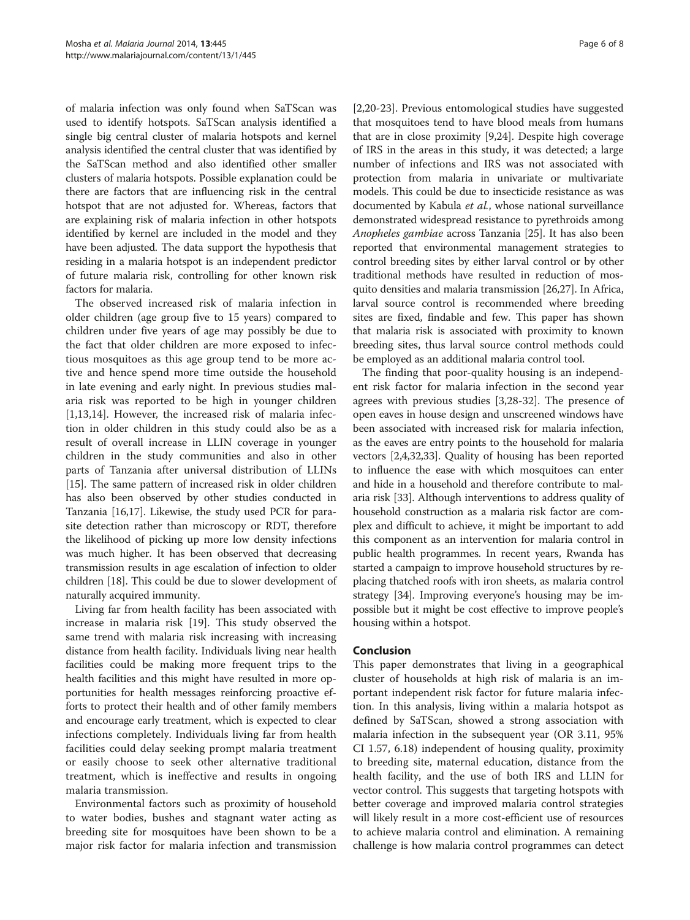of malaria infection was only found when SaTScan was used to identify hotspots. SaTScan analysis identified a single big central cluster of malaria hotspots and kernel analysis identified the central cluster that was identified by the SaTScan method and also identified other smaller clusters of malaria hotspots. Possible explanation could be there are factors that are influencing risk in the central hotspot that are not adjusted for. Whereas, factors that are explaining risk of malaria infection in other hotspots identified by kernel are included in the model and they have been adjusted. The data support the hypothesis that residing in a malaria hotspot is an independent predictor of future malaria risk, controlling for other known risk factors for malaria.

The observed increased risk of malaria infection in older children (age group five to 15 years) compared to children under five years of age may possibly be due to the fact that older children are more exposed to infectious mosquitoes as this age group tend to be more active and hence spend more time outside the household in late evening and early night. In previous studies malaria risk was reported to be high in younger children [1,13,14]. However, the increased risk of malaria infection in older children in this study could also be as a result of overall increase in LLIN coverage in younger children in the study communities and also in other parts of Tanzania after universal distribution of LLINs [15]. The same pattern of increased risk in older children has also been observed by other studies conducted in Tanzania [16,17]. Likewise, the study used PCR for parasite detection rather than microscopy or RDT, therefore the likelihood of picking up more low density infections was much higher. It has been observed that decreasing transmission results in age escalation of infection to older children [18]. This could be due to slower development of naturally acquired immunity.

Living far from health facility has been associated with increase in malaria risk [19]. This study observed the same trend with malaria risk increasing with increasing distance from health facility. Individuals living near health facilities could be making more frequent trips to the health facilities and this might have resulted in more opportunities for health messages reinforcing proactive efforts to protect their health and of other family members and encourage early treatment, which is expected to clear infections completely. Individuals living far from health facilities could delay seeking prompt malaria treatment or easily choose to seek other alternative traditional treatment, which is ineffective and results in ongoing malaria transmission.

Environmental factors such as proximity of household to water bodies, bushes and stagnant water acting as breeding site for mosquitoes have been shown to be a major risk factor for malaria infection and transmission [2,20-23]. Previous entomological studies have suggested that mosquitoes tend to have blood meals from humans that are in close proximity [9,24]. Despite high coverage of IRS in the areas in this study, it was detected; a large number of infections and IRS was not associated with protection from malaria in univariate or multivariate models. This could be due to insecticide resistance as was documented by Kabula *et al.*, whose national surveillance demonstrated widespread resistance to pyrethroids among *Anopheles gambiae* across Tanzania [25]. It has also been reported that environmental management strategies to control breeding sites by either larval control or by other traditional methods have resulted in reduction of mosquito densities and malaria transmission [26,27]. In Africa, larval source control is recommended where breeding sites are fixed, findable and few. This paper has shown that malaria risk is associated with proximity to known breeding sites, thus larval source control methods could be employed as an additional malaria control tool.

The finding that poor-quality housing is an independent risk factor for malaria infection in the second year agrees with previous studies [3,28-32]. The presence of open eaves in house design and unscreened windows have been associated with increased risk for malaria infection, as the eaves are entry points to the household for malaria vectors [2,4,32,33]. Quality of housing has been reported to influence the ease with which mosquitoes can enter and hide in a household and therefore contribute to malaria risk [33]. Although interventions to address quality of household construction as a malaria risk factor are complex and difficult to achieve, it might be important to add this component as an intervention for malaria control in public health programmes. In recent years, Rwanda has started a campaign to improve household structures by replacing thatched roofs with iron sheets, as malaria control strategy [34]. Improving everyone's housing may be impossible but it might be cost effective to improve people's housing within a hotspot.

## Conclusion

This paper demonstrates that living in a geographical cluster of households at high risk of malaria is an important independent risk factor for future malaria infection. In this analysis, living within a malaria hotspot as defined by SaTScan, showed a strong association with malaria infection in the subsequent year (OR 3.11, 95% CI 1.57, 6.18) independent of housing quality, proximity to breeding site, maternal education, distance from the health facility, and the use of both IRS and LLIN for vector control. This suggests that targeting hotspots with better coverage and improved malaria control strategies will likely result in a more cost-efficient use of resources to achieve malaria control and elimination. A remaining challenge is how malaria control programmes can detect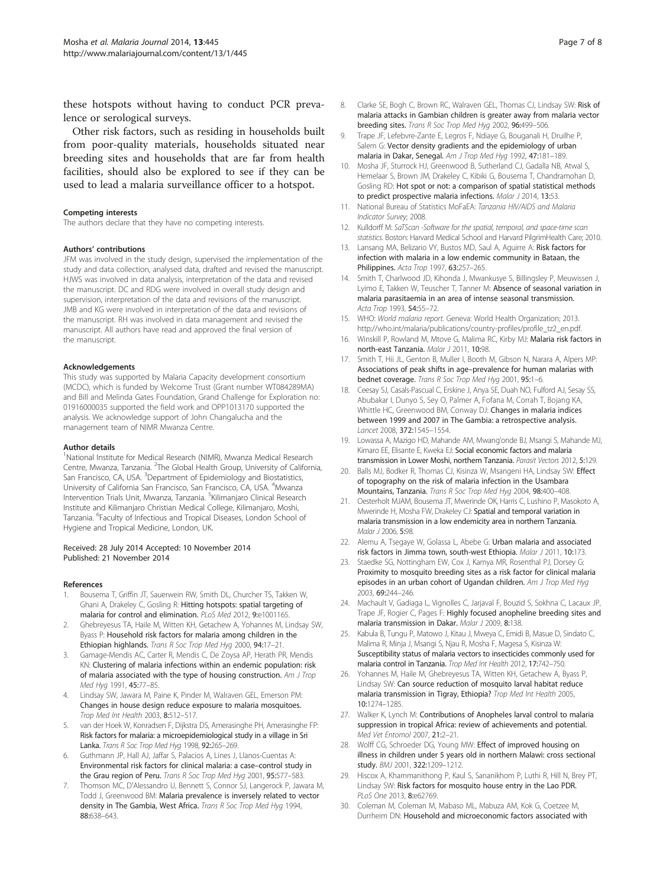these hotspots without having to conduct PCR prevalence or serological surveys.

Other risk factors, such as residing in households built from poor-quality materials, households situated near breeding sites and households that are far from health facilities, should also be explored to see if they can be used to lead a malaria surveillance officer to a hotspot.

#### Competing interests

The authors declare that they have no competing interests.

#### Authors' contributions

JFM was involved in the study design, supervised the implementation of the study and data collection, analysed data, drafted and revised the manuscript. HJWS was involved in data analysis, interpretation of the data and revised the manuscript. DC and RDG were involved in overall study design and supervision, interpretation of the data and revisions of the manuscript. JMB and KG were involved in interpretation of the data and revisions of the manuscript. RH was involved in data management and revised the manuscript. All authors have read and approved the final version of the manuscript.

#### Acknowledgements

This study was supported by Malaria Capacity development consortium (MCDC), which is funded by Welcome Trust (Grant number WT084289MA) and Bill and Melinda Gates Foundation, Grand Challenge for Exploration no: 01916000035 supported the field work and OPP1013170 supported the analysis. We acknowledge support of John Changalucha and the management team of NIMR Mwanza Centre.

#### Author details

[1]National Institute for Medical Research (NIMR), Mwanza Medical Research Centre, Mwanza, Tanzania. [2]The Global Health Group, University of California, San Francisco, CA, USA. [3]Department of Epidemiology and Biostatistics, University of California San Francisco, San Francisco, CA, USA. [4]Mwanza Intervention Trials Unit, Mwanza, Tanzania. [5]Kilimanjaro Clinical Research Institute and Kilimanjaro Christian Medical College, Kilimanjaro, Moshi, Tanzania. [6]Faculty of Infectious and Tropical Diseases, London School of Hygiene and Tropical Medicine, London, UK.

Received: 28 July 2014 Accepted: 10 November 2014
Published: 21 November 2014

#### References

1. Bousema T, Griffin JT, Sauerwein RW, Smith DL, Churcher TS, Takken W, Ghani A, Drakeley C, Gosling R: **Hitting hotspots: spatial targeting of malaria for control and elimination.** *PLoS Med* 2012, **9:**e1001165.
2. Ghebreyesus TA, Haile M, Witten KH, Getachew A, Yohannes M, Lindsay SW, Byass P: **Household risk factors for malaria among children in the Ethiopian highlands.** *Trans R Soc Trop Med Hyg* 2000, **94:**17–21.
3. Gamage-Mendis AC, Carter R, Mendis C, De Zoysa AP, Herath PR, Mendis KN: **Clustering of malaria infections within an endemic population: risk of malaria associated with the type of housing construction.** *Am J Trop Med Hyg* 1991, **45:**77–85.
4. Lindsay SW, Jawara M, Paine K, Pinder M, Walraven GEL, Emerson PM: **Changes in house design reduce exposure to malaria mosquitoes.** *Trop Med Int Health* 2003, **8:**512–517.
5. van der Hoek W, Konradsen F, Dijkstra DS, Amerasinghe PH, Amerasinghe FP: **Risk factors for malaria: a microepidemiological study in a village in Sri Lanka.** *Trans R Soc Trop Med Hyg* 1998, **92:**265–269.
6. Guthmann JP, Hall AJ, Jaffar S, Palacios A, Lines J, Llanos-Cuentas A: **Environmental risk factors for clinical malaria: a case–control study in the Grau region of Peru.** *Trans R Soc Trop Med Hyg* 2001, **95:**577–583.
7. Thomson MC, D'Alessandro U, Bennett S, Connor SJ, Langerock P, Jawara M, Todd J, Greenwood BM: **Malaria prevalence is inversely related to vector density in The Gambia, West Africa.** *Trans R Soc Trop Med Hyg* 1994, **88:**638–643.
8. Clarke SE, Bogh C, Brown RC, Walraven GEL, Thomas CJ, Lindsay SW: **Risk of malaria attacks in Gambian children is greater away from malaria vector breeding sites.** *Trans R Soc Trop Med Hyg* 2002, **96:**499–506.
9. Trape JF, Lefebvre-Zante E, Legros F, Ndiaye G, Bouganali H, Druilhe P, Salem G: **Vector density gradients and the epidemiology of urban malaria in Dakar, Senegal.** *Am J Trop Med Hyg* 1992, **47:**181–189.
10. Mosha JF, Sturrock HJ, Greenwood B, Sutherland CJ, Gadalla NB, Atwal S, Hemelaar S, Brown JM, Drakeley C, Kibiki G, Bousema T, Chandramohan D, Gosling RD: **Hot spot or not: a comparison of spatial statistical methods to predict prospective malaria infections.** *Malar J* 2014, **13:**53.
11. National Bureau of Statistics MoFaEA: *Tanzania HIV/AIDS and Malaria Indicator Survey*; 2008.
12. Kulldorff M: *SaTScan -Software for the spatial, temporal, and space-time scan statistics.* Boston: Harvard Medical School and Harvard PilgrimHealth Care; 2010.
13. Lansang MA, Belizario VY, Bustos MD, Saul A, Aguirre A: **Risk factors for infection with malaria in a low endemic community in Bataan, the Philippines.** *Acta Trop* 1997, **63:**257–265.
14. Smith T, Charlwood JD, Kihonda J, Mwankusye S, Billingsley P, Meuwissen J, Lyimo E, Takken W, Teuscher T, Tanner M: **Absence of seasonal variation in malaria parasitaemia in an area of intense seasonal transmission.** *Acta Trop* 1993, **54:**55–72.
15. WHO: *World malaria report.* Geneva: World Health Organization; 2013. http://who.int/malaria/publications/country-profiles/profile_tz2_en.pdf.
16. Winskill P, Rowland M, Mtove G, Malima RC, Kirby MJ: **Malaria risk factors in north-east Tanzania.** *Malar J* 2011, **10:**98.
17. Smith T, Hii JL, Genton B, Muller I, Booth M, Gibson N, Narara A, Alpers MP: **Associations of peak shifts in age–prevalence for human malarias with bednet coverage.** *Trans R Soc Trop Med Hyg* 2001, **95:**1–6.
18. Ceesay SJ, Casals-Pascual C, Erskine J, Anya SE, Duah NO, Fulford AJ, Sesay SS, Abubakar I, Dunyo S, Sey O, Palmer A, Fofana M, Corrah T, Bojang KA, Whittle HC, Greenwood BM, Conway DJ: **Changes in malaria indices between 1999 and 2007 in The Gambia: a retrospective analysis.** *Lancet* 2008, **372:**1545–1554.
19. Lowassa A, Mazigo HD, Mahande AM, Mwang'onde BJ, Msangi S, Mahande MJ, Kimaro EE, Elisante E, Kweka EJ: **Social economic factors and malaria transmission in Lower Moshi, northern Tanzania.** *Parasit Vectors* 2012, **5:**129.
20. Balls MJ, Bodker R, Thomas CJ, Kisinza W, Msangeni HA, Lindsay SW: **Effect of topography on the risk of malaria infection in the Usambara Mountains, Tanzania.** *Trans R Soc Trop Med Hyg* 2004, **98:**400–408.
21. Oesterholt MJAM, Bousema JT, Mwerinde OK, Harris C, Lushino P, Masokoto A, Mwerinde H, Mosha FW, Drakeley CJ: **Spatial and temporal variation in malaria transmission in a low endemicity area in northern Tanzania.** *Malar J* 2006, **5:**98.
22. Alemu A, Tsegaye W, Golassa L, Abebe G: **Urban malaria and associated risk factors in Jimma town, south-west Ethiopia.** *Malar J* 2011, **10:**173.
23. Staedke SG, Nottingham EW, Cox J, Kamya MR, Rosenthal PJ, Dorsey G: **Proximity to mosquito breeding sites as a risk factor for clinical malaria episodes in an urban cohort of Ugandan children.** *Am J Trop Med Hyg* 2003, **69:**244–246.
24. Machault V, Gadiaga L, Vignolles C, Jarjaval F, Bouzid S, Sokhna C, Lacaux JP, Trape JF, Rogier C, Pages F: **Highly focused anopheline breeding sites and malaria transmission in Dakar.** *Malar J* 2009, **8:**138.
25. Kabula B, Tungu P, Matowo J, Kitau J, Mweya C, Emidi B, Masue D, Sindato C, Malima R, Minja J, Msangi S, Njau R, Mosha F, Magesa S, Kisinza W: **Susceptibility status of malaria vectors to insecticides commonly used for malaria control in Tanzania.** *Trop Med Int Health* 2012, **17:**742–750.
26. Yohannes M, Haile M, Ghebreyesus TA, Witten KH, Getachew A, Byass P, Lindsay SW: **Can source reduction of mosquito larval habitat reduce malaria transmission in Tigray, Ethiopia?** *Trop Med Int Health* 2005, **10:**1274–1285.
27. Walker K, Lynch M: **Contributions of Anopheles larval control to malaria suppression in tropical Africa: review of achievements and potential.** *Med Vet Entomol* 2007, **21:**2–21.
28. Wolff CG, Schroeder DG, Young MW: **Effect of improved housing on illness in children under 5 years old in northern Malawi: cross sectional study.** *BMJ* 2001, **322:**1209–1212.
29. Hiscox A, Khammanithong P, Kaul S, Sananikhom P, Luthi R, Hill N, Brey PT, Lindsay SW: **Risk factors for mosquito house entry in the Lao PDR.** *PLoS One* 2013, **8:**e62769.
30. Coleman M, Coleman M, Mabaso ML, Mabuza AM, Kok G, Coetzee M, Durrheim DN: **Household and microeconomic factors associated with**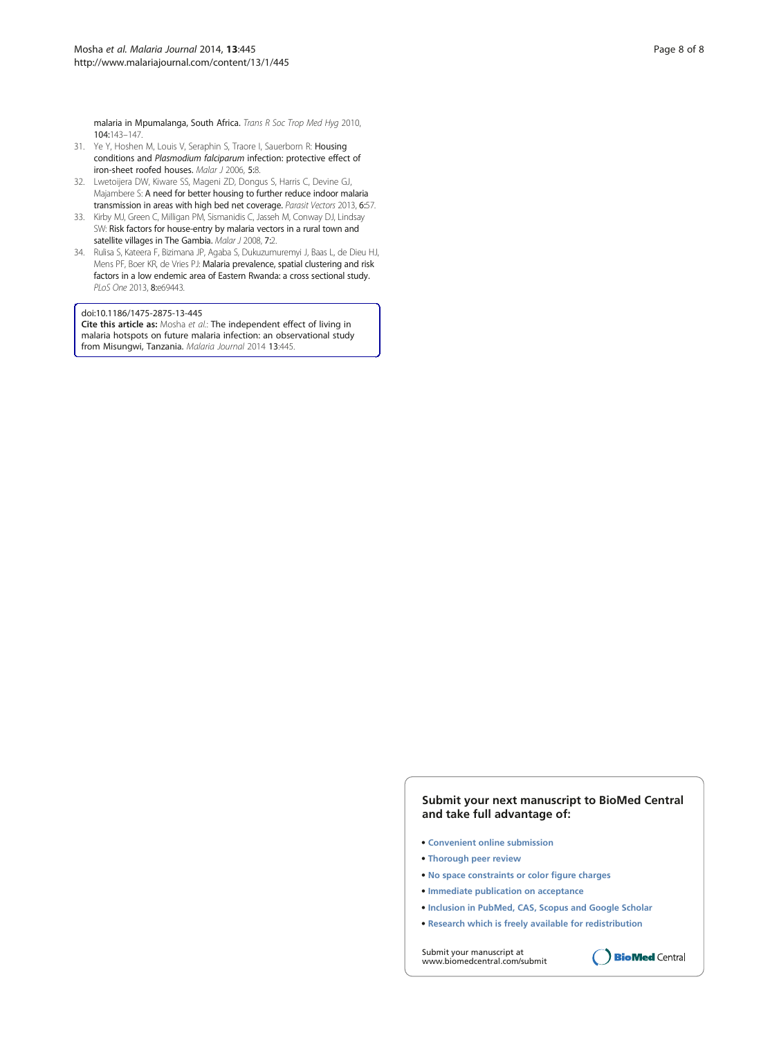malaria in Mpumalanga, South Africa. *Trans R Soc Trop Med Hyg* 2010, **104**:143–147.

31. Ye Y, Hoshen M, Louis V, Seraphin S, Traore I, Sauerborn R: **Housing conditions and *Plasmodium falciparum* infection: protective effect of iron-sheet roofed houses.** *Malar J* 2006, **5**:8.
32. Lwetoijera DW, Kiware SS, Mageni ZD, Dongus S, Harris C, Devine GJ, Majambere S: **A need for better housing to further reduce indoor malaria transmission in areas with high bed net coverage.** *Parasit Vectors* 2013, **6**:57.
33. Kirby MJ, Green C, Milligan PM, Sismanidis C, Jasseh M, Conway DJ, Lindsay SW: **Risk factors for house-entry by malaria vectors in a rural town and satellite villages in The Gambia.** *Malar J* 2008, **7**:2.
34. Rulisa S, Kateera F, Bizimana JP, Agaba S, Dukuzumuremyi J, Baas L, de Dieu HJ, Mens PF, Boer KR, de Vries PJ: **Malaria prevalence, spatial clustering and risk factors in a low endemic area of Eastern Rwanda: a cross sectional study.** *PLoS One* 2013, **8**:e69443.

doi:10.1186/1475-2875-13-445

**Cite this article as:** Mosha *et al.*: The independent effect of living in malaria hotspots on future malaria infection: an observational study from Misungwi, Tanzania. *Malaria Journal* 2014 **13**:445.

**Submit your next manuscript to BioMed Central and take full advantage of:**

- **Convenient online submission**
- **Thorough peer review**
- **No space constraints or color figure charges**
- **Immediate publication on acceptance**
- **Inclusion in PubMed, CAS, Scopus and Google Scholar**
- **Research which is freely available for redistribution**

Submit your manuscript at www.biomedcentral.com/submit

BioMed Central